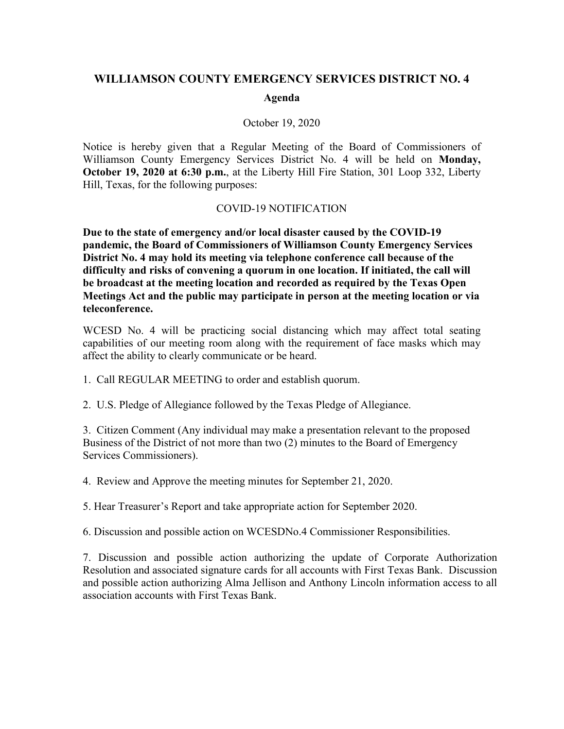# WILLIAMSON COUNTY EMERGENCY SERVICES DISTRICT NO. 4

## Agenda

October 19, 2020

Notice is hereby given that a Regular Meeting of the Board of Commissioners of Williamson County Emergency Services District No. 4 will be held on **Monday, October 19, 2020 at 6:30 p.m.**, at the Liberty Hill Fire Station, 301 Loop 332, Liberty Hill, Texas, for the following purposes:

COVID-19 NOTIFICATION

**Due to the state of emergency and/or local disaster caused by the COVID-19 pandemic, the Board of Commissioners of Williamson County Emergency Services District No. 4 may hold its meeting via telephone conference call because of the difficulty and risks of convening a quorum in one location. If initiated, the call will be broadcast at the meeting location and recorded as required by the Texas Open Meetings Act and the public may participate in person at the meeting location or via teleconference.**

WCESD No. 4 will be practicing social distancing which may affect total seating capabilities of our meeting room along with the requirement of face masks which may affect the ability to clearly communicate or be heard.

1. Call REGULAR MEETING to order and establish quorum.

2. U.S. Pledge of Allegiance followed by the Texas Pledge of Allegiance.

3. Citizen Comment (Any individual may make a presentation relevant to the proposed Business of the District of not more than two (2) minutes to the Board of Emergency Services Commissioners).

4. Review and Approve the meeting minutes for September 21, 2020.

5. Hear Treasurer's Report and take appropriate action for September 2020.

6. Discussion and possible action on WCESDNo.4 Commissioner Responsibilities.

7. Discussion and possible action authorizing the update of Corporate Authorization Resolution and associated signature cards for all accounts with First Texas Bank. Discussion and possible action authorizing Alma Jellison and Anthony Lincoln information access to all association accounts with First Texas Bank.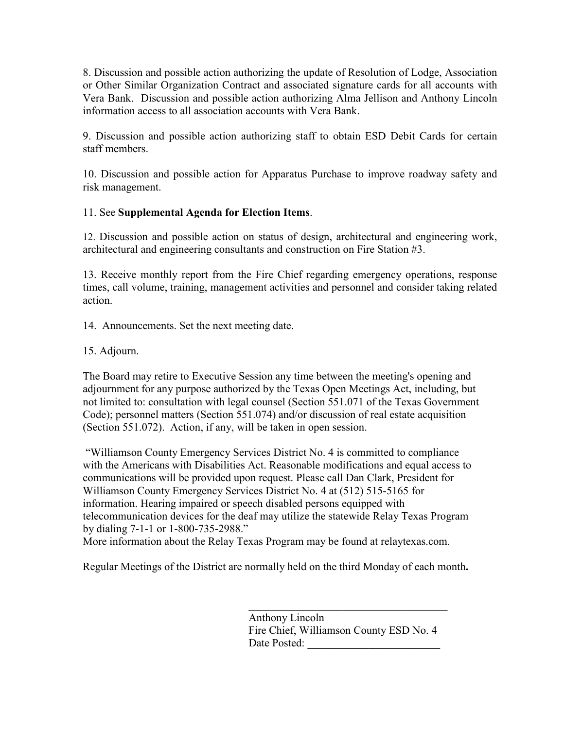8. Discussion and possible action authorizing the update of Resolution of Lodge, Association or Other Similar Organization Contract and associated signature cards for all accounts with Vera Bank. Discussion and possible action authorizing Alma Jellison and Anthony Lincoln information access to all association accounts with Vera Bank.

9. Discussion and possible action authorizing staff to obtain ESD Debit Cards for certain staff members.

10. Discussion and possible action for Apparatus Purchase to improve roadway safety and risk management.

11. See **Supplemental Agenda for Election Items**.

12. Discussion and possible action on status of design, architectural and engineering work, architectural and engineering consultants and construction on Fire Station #3.

13. Receive monthly report from the Fire Chief regarding emergency operations, response times, call volume, training, management activities and personnel and consider taking related action.

14. Announcements. Set the next meeting date.

15. Adjourn.

The Board may retire to Executive Session any time between the meeting's opening and adjournment for any purpose authorized by the Texas Open Meetings Act, including, but not limited to: consultation with legal counsel (Section 551.071 of the Texas Government Code); personnel matters (Section 551.074) and/or discussion of real estate acquisition (Section 551.072). Action, if any, will be taken in open session.

"Williamson County Emergency Services District No. 4 is committed to compliance with the Americans with Disabilities Act. Reasonable modifications and equal access to communications will be provided upon request. Please call Dan Clark, President for Williamson County Emergency Services District No. 4 at (512) 515-5165 for information. Hearing impaired or speech disabled persons equipped with telecommunication devices for the deaf may utilize the statewide Relay Texas Program by dialing 7-1-1 or 1-800-735-2988."
More information about the Relay Texas Program may be found at relaytexas.com.

Regular Meetings of the District are normally held on the third Monday of each month**.**

\_\_\_\_\_\_\_\_\_\_\_\_\_\_\_\_\_\_\_\_\_\_\_\_\_\_\_\_\_\_\_\_\_\_\_

Anthony Lincoln
Fire Chief, Williamson County ESD No. 4
Date Posted: \_\_\_\_\_\_\_\_\_\_\_\_\_\_\_\_\_\_\_\_\_\_\_\_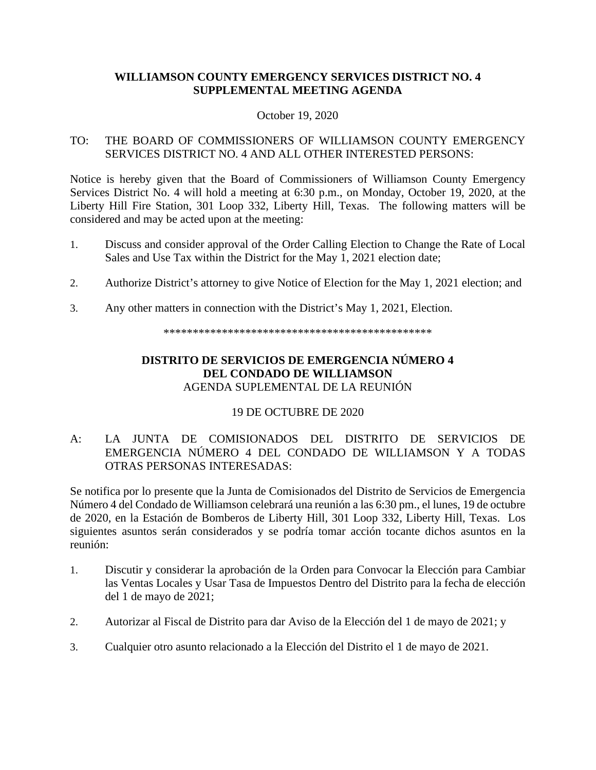**WILLIAMSON COUNTY EMERGENCY SERVICES DISTRICT NO. 4**
**SUPPLEMENTAL MEETING AGENDA**

October 19, 2020

TO: THE BOARD OF COMMISSIONERS OF WILLIAMSON COUNTY EMERGENCY SERVICES DISTRICT NO. 4 AND ALL OTHER INTERESTED PERSONS:

Notice is hereby given that the Board of Commissioners of Williamson County Emergency Services District No. 4 will hold a meeting at 6:30 p.m., on Monday, October 19, 2020, at the Liberty Hill Fire Station, 301 Loop 332, Liberty Hill, Texas. The following matters will be considered and may be acted upon at the meeting:

1. Discuss and consider approval of the Order Calling Election to Change the Rate of Local Sales and Use Tax within the District for the May 1, 2021 election date;

2. Authorize District's attorney to give Notice of Election for the May 1, 2021 election; and

3. Any other matters in connection with the District's May 1, 2021, Election.

**********************************************

**DISTRITO DE SERVICIOS DE EMERGENCIA NÚMERO 4**
**DEL CONDADO DE WILLIAMSON**
AGENDA SUPLEMENTAL DE LA REUNIÓN

19 DE OCTUBRE DE 2020

A: LA JUNTA DE COMISIONADOS DEL DISTRITO DE SERVICIOS DE EMERGENCIA NÚMERO 4 DEL CONDADO DE WILLIAMSON Y A TODAS OTRAS PERSONAS INTERESADAS:

Se notifica por lo presente que la Junta de Comisionados del Distrito de Servicios de Emergencia Número 4 del Condado de Williamson celebrará una reunión a las 6:30 pm., el lunes, 19 de octubre de 2020, en la Estación de Bomberos de Liberty Hill, 301 Loop 332, Liberty Hill, Texas. Los siguientes asuntos serán considerados y se podría tomar acción tocante dichos asuntos en la reunión:

1. Discutir y considerar la aprobación de la Orden para Convocar la Elección para Cambiar las Ventas Locales y Usar Tasa de Impuestos Dentro del Distrito para la fecha de elección del 1 de mayo de 2021;

2. Autorizar al Fiscal de Distrito para dar Aviso de la Elección del 1 de mayo de 2021; y

3. Cualquier otro asunto relacionado a la Elección del Distrito el 1 de mayo de 2021.